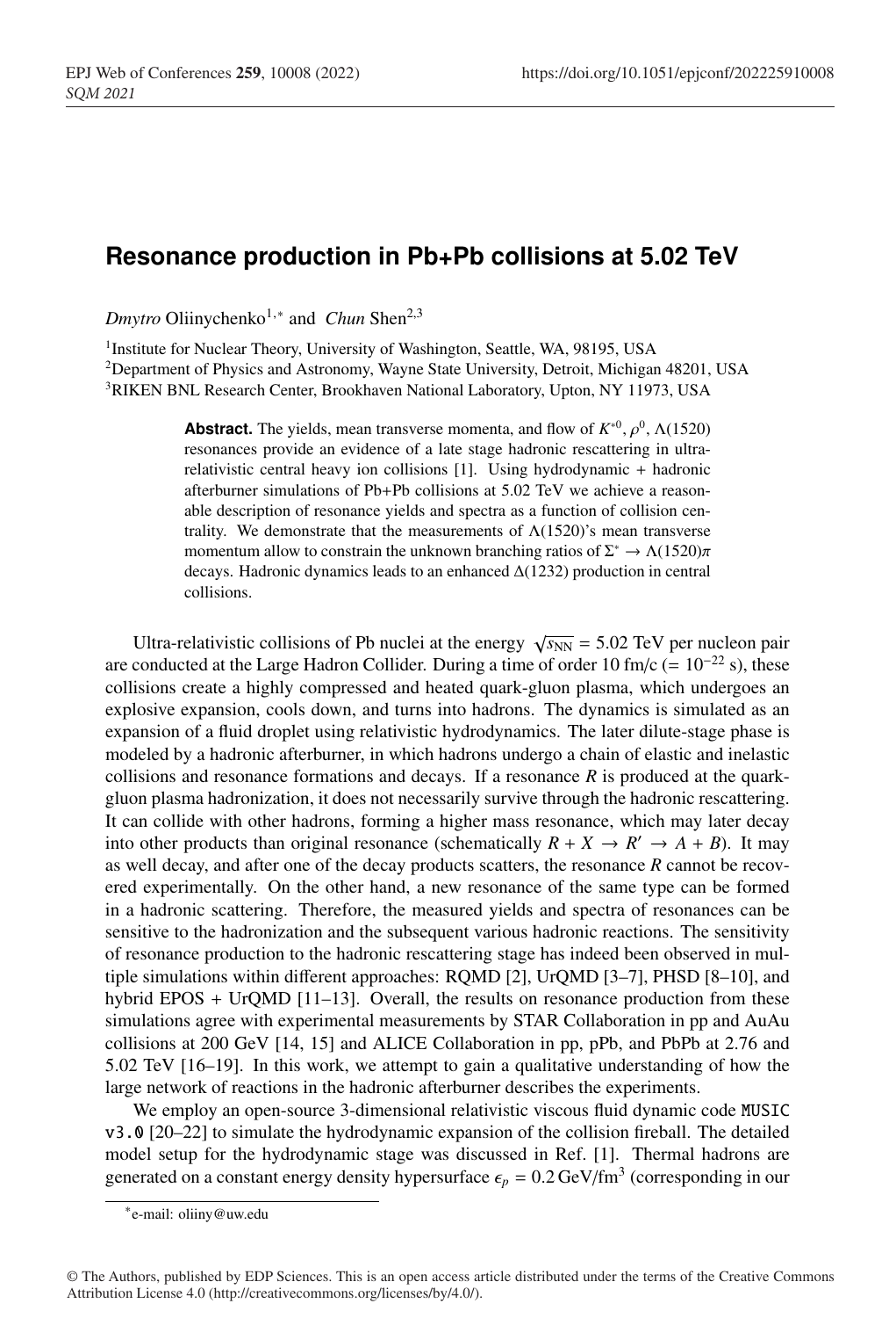# Resonance production in Pb+Pb collisions at 5.02 TeV

*Dmytro* Oliinychenko[1,*] and *Chun* Shen[2,3]

[1]Institute for Nuclear Theory, University of Washington, Seattle, WA, 98195, USA
[2]Department of Physics and Astronomy, Wayne State University, Detroit, Michigan 48201, USA
[3]RIKEN BNL Research Center, Brookhaven National Laboratory, Upton, NY 11973, USA

**Abstract.** The yields, mean transverse momenta, and flow of $K^{*0}$, $\rho^0$, $\Lambda(1520)$ resonances provide an evidence of a late stage hadronic rescattering in ultra-relativistic central heavy ion collisions [1]. Using hydrodynamic + hadronic afterburner simulations of Pb+Pb collisions at 5.02 TeV we achieve a reasonable description of resonance yields and spectra as a function of collision centrality. We demonstrate that the measurements of $\Lambda(1520)$'s mean transverse momentum allow to constrain the unknown branching ratios of $\Sigma^* \to \Lambda(1520)\pi$ decays. Hadronic dynamics leads to an enhanced $\Delta(1232)$ production in central collisions.

Ultra-relativistic collisions of Pb nuclei at the energy $\sqrt{s_{\rm NN}} = 5.02$ TeV per nucleon pair are conducted at the Large Hadron Collider. During a time of order 10 fm/c ($= 10^{-22}$ s), these collisions create a highly compressed and heated quark-gluon plasma, which undergoes an explosive expansion, cools down, and turns into hadrons. The dynamics is simulated as an expansion of a fluid droplet using relativistic hydrodynamics. The later dilute-stage phase is modeled by a hadronic afterburner, in which hadrons undergo a chain of elastic and inelastic collisions and resonance formations and decays. If a resonance $R$ is produced at the quark-gluon plasma hadronization, it does not necessarily survive through the hadronic rescattering. It can collide with other hadrons, forming a higher mass resonance, which may later decay into other products than original resonance (schematically $R + X \to R' \to A + B$). It may as well decay, and after one of the decay products scatters, the resonance $R$ cannot be recovered experimentally. On the other hand, a new resonance of the same type can be formed in a hadronic scattering. Therefore, the measured yields and spectra of resonances can be sensitive to the hadronization and the subsequent various hadronic reactions. The sensitivity of resonance production to the hadronic rescattering stage has indeed been observed in multiple simulations within different approaches: RQMD [2], UrQMD [3–7], PHSD [8–10], and hybrid EPOS + UrQMD [11–13]. Overall, the results on resonance production from these simulations agree with experimental measurements by STAR Collaboration in pp and AuAu collisions at 200 GeV [14, 15] and ALICE Collaboration in pp, pPb, and PbPb at 2.76 and 5.02 TeV [16–19]. In this work, we attempt to gain a qualitative understanding of how the large network of reactions in the hadronic afterburner describes the experiments.

We employ an open-source 3-dimensional relativistic viscous fluid dynamic code `MUSIC v3.0` [20–22] to simulate the hydrodynamic expansion of the collision fireball. The detailed model setup for the hydrodynamic stage was discussed in Ref. [1]. Thermal hadrons are generated on a constant energy density hypersurface $\epsilon_p = 0.2\,\text{GeV/fm}^3$ (corresponding in our

*e-mail: oliiny@uw.edu

© The Authors, published by EDP Sciences. This is an open access article distributed under the terms of the Creative Commons Attribution License 4.0 (http://creativecommons.org/licenses/by/4.0/).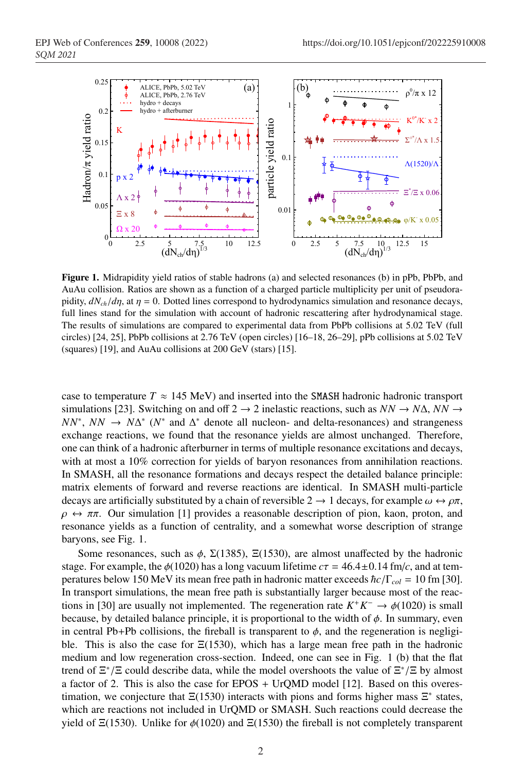**Figure 1.** Midrapidity yield ratios of stable hadrons (a) and selected resonances (b) in pPb, PbPb, and AuAu collision. Ratios are shown as a function of a charged particle multiplicity per unit of pseudorapidity, $dN_{ch}/d\eta$, at $\eta = 0$. Dotted lines correspond to hydrodynamics simulation and resonance decays, full lines stand for the simulation with account of hadronic rescattering after hydrodynamical stage. The results of simulations are compared to experimental data from PbPb collisions at 5.02 TeV (full circles) [24, 25], PbPb collisions at 2.76 TeV (open circles) [16–18, 26–29], pPb collisions at 5.02 TeV (squares) [19], and AuAu collisions at 200 GeV (stars) [15].

case to temperature $T \approx 145$ MeV) and inserted into the SMASH hadronic hadronic transport simulations [23]. Switching on and off $2 \to 2$ inelastic reactions, such as $NN \to N\Delta$, $NN \to NN^*$, $NN \to N\Delta^*$ ($N^*$ and $\Delta^*$ denote all nucleon- and delta-resonances) and strangeness exchange reactions, we found that the resonance yields are almost unchanged. Therefore, one can think of a hadronic afterburner in terms of multiple resonance excitations and decays, with at most a 10% correction for yields of baryon resonances from annihilation reactions. In SMASH, all the resonance formations and decays respect the detailed balance principle: matrix elements of forward and reverse reactions are identical. In SMASH multi-particle decays are artificially substituted by a chain of reversible $2 \to 1$ decays, for example $\omega \leftrightarrow \rho\pi$, $\rho \leftrightarrow \pi\pi$. Our simulation [1] provides a reasonable description of pion, kaon, proton, and resonance yields as a function of centrality, and a somewhat worse description of strange baryons, see Fig. 1.

Some resonances, such as $\phi$, $\Sigma(1385)$, $\Xi(1530)$, are almost unaffected by the hadronic stage. For example, the $\phi(1020)$ has a long vacuum lifetime $c\tau = 46.4 \pm 0.14$ fm/$c$, and at temperatures below 150 MeV its mean free path in hadronic matter exceeds $\hbar c/\Gamma_{col} = 10$ fm [30]. In transport simulations, the mean free path is substantially larger because most of the reactions in [30] are usually not implemented. The regeneration rate $K^+K^- \to \phi(1020)$ is small because, by detailed balance principle, it is proportional to the width of $\phi$. In summary, even in central Pb+Pb collisions, the fireball is transparent to $\phi$, and the regeneration is negligible. This is also the case for $\Xi(1530)$, which has a large mean free path in the hadronic medium and low regeneration cross-section. Indeed, one can see in Fig. 1 (b) that the flat trend of $\Xi^*/\Xi$ could describe data, while the model overshoots the value of $\Xi^*/\Xi$ by almost a factor of 2. This is also the case for EPOS + UrQMD model [12]. Based on this overestimation, we conjecture that $\Xi(1530)$ interacts with pions and forms higher mass $\Xi^*$ states, which are reactions not included in UrQMD or SMASH. Such reactions could decrease the yield of $\Xi(1530)$. Unlike for $\phi(1020)$ and $\Xi(1530)$ the fireball is not completely transparent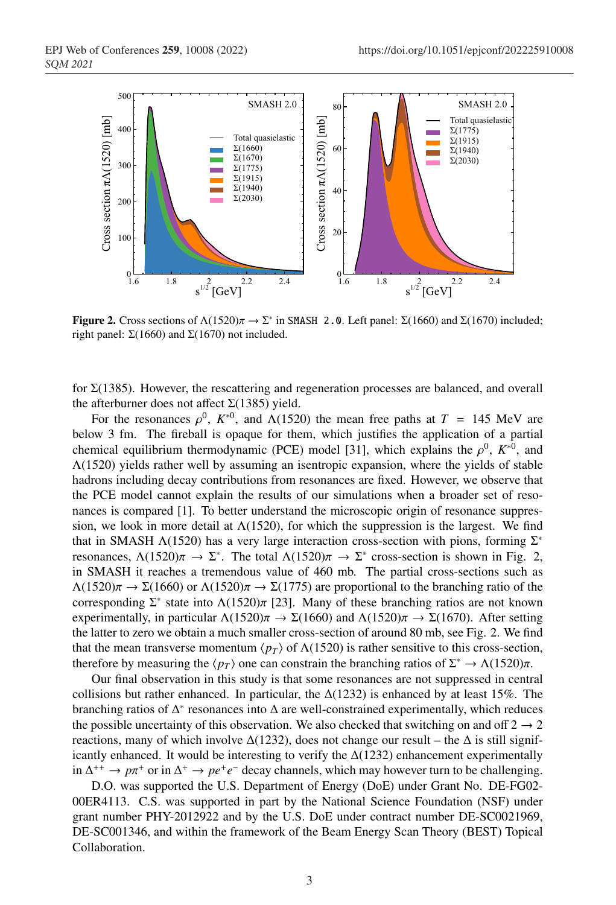**Figure 2.** Cross sections of $\Lambda(1520)\pi \to \Sigma^*$ in `SMASH 2.0`. Left panel: $\Sigma(1660)$ and $\Sigma(1670)$ included; right panel: $\Sigma(1660)$ and $\Sigma(1670)$ not included.

for $\Sigma(1385)$. However, the rescattering and regeneration processes are balanced, and overall the afterburner does not affect $\Sigma(1385)$ yield.

For the resonances $\rho^0$, $K^{*0}$, and $\Lambda(1520)$ the mean free paths at $T = 145$ MeV are below 3 fm. The fireball is opaque for them, which justifies the application of a partial chemical equilibrium thermodynamic (PCE) model [31], which explains the $\rho^0$, $K^{*0}$, and $\Lambda(1520)$ yields rather well by assuming an isentropic expansion, where the yields of stable hadrons including decay contributions from resonances are fixed. However, we observe that the PCE model cannot explain the results of our simulations when a broader set of resonances is compared [1]. To better understand the microscopic origin of resonance suppression, we look in more detail at $\Lambda(1520)$, for which the suppression is the largest. We find that in SMASH $\Lambda(1520)$ has a very large interaction cross-section with pions, forming $\Sigma^*$ resonances, $\Lambda(1520)\pi \to \Sigma^*$. The total $\Lambda(1520)\pi \to \Sigma^*$ cross-section is shown in Fig. 2, in SMASH it reaches a tremendous value of 460 mb. The partial cross-sections such as $\Lambda(1520)\pi \to \Sigma(1660)$ or $\Lambda(1520)\pi \to \Sigma(1775)$ are proportional to the branching ratio of the corresponding $\Sigma^*$ state into $\Lambda(1520)\pi$ [23]. Many of these branching ratios are not known experimentally, in particular $\Lambda(1520)\pi \to \Sigma(1660)$ and $\Lambda(1520)\pi \to \Sigma(1670)$. After setting the latter to zero we obtain a much smaller cross-section of around 80 mb, see Fig. 2. We find that the mean transverse momentum $\langle p_T \rangle$ of $\Lambda(1520)$ is rather sensitive to this cross-section, therefore by measuring the $\langle p_T \rangle$ one can constrain the branching ratios of $\Sigma^* \to \Lambda(1520)\pi$.

Our final observation in this study is that some resonances are not suppressed in central collisions but rather enhanced. In particular, the $\Delta(1232)$ is enhanced by at least 15%. The branching ratios of $\Delta^*$ resonances into $\Delta$ are well-constrained experimentally, which reduces the possible uncertainty of this observation. We also checked that switching on and off $2 \to 2$ reactions, many of which involve $\Delta(1232)$, does not change our result – the $\Delta$ is still significantly enhanced. It would be interesting to verify the $\Delta(1232)$ enhancement experimentally in $\Delta^{++} \to p\pi^+$ or in $\Delta^+ \to pe^+e^-$ decay channels, which may however turn to be challenging.

D.O. was supported the U.S. Department of Energy (DoE) under Grant No. DE-FG02-00ER4113. C.S. was supported in part by the National Science Foundation (NSF) under grant number PHY-2012922 and by the U.S. DoE under contract number DE-SC0021969, DE-SC001346, and within the framework of the Beam Energy Scan Theory (BEST) Topical Collaboration.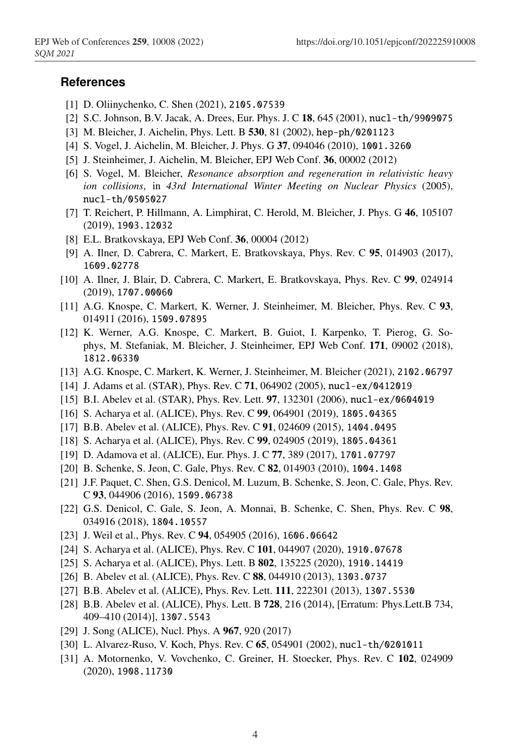## References

[1] D. Oliinychenko, C. Shen (2021), 2105.07539

[2] S.C. Johnson, B.V. Jacak, A. Drees, Eur. Phys. J. C **18**, 645 (2001), nucl-th/9909075

[3] M. Bleicher, J. Aichelin, Phys. Lett. B **530**, 81 (2002), hep-ph/0201123

[4] S. Vogel, J. Aichelin, M. Bleicher, J. Phys. G **37**, 094046 (2010), 1001.3260

[5] J. Steinheimer, J. Aichelin, M. Bleicher, EPJ Web Conf. **36**, 00002 (2012)

[6] S. Vogel, M. Bleicher, *Resonance absorption and regeneration in relativistic heavy ion collisions*, in *43rd International Winter Meeting on Nuclear Physics* (2005), nucl-th/0505027

[7] T. Reichert, P. Hillmann, A. Limphirat, C. Herold, M. Bleicher, J. Phys. G **46**, 105107 (2019), 1903.12032

[8] E.L. Bratkovskaya, EPJ Web Conf. **36**, 00004 (2012)

[9] A. Ilner, D. Cabrera, C. Markert, E. Bratkovskaya, Phys. Rev. C **95**, 014903 (2017), 1609.02778

[10] A. Ilner, J. Blair, D. Cabrera, C. Markert, E. Bratkovskaya, Phys. Rev. C **99**, 024914 (2019), 1707.00060

[11] A.G. Knospe, C. Markert, K. Werner, J. Steinheimer, M. Bleicher, Phys. Rev. C **93**, 014911 (2016), 1509.07895

[12] K. Werner, A.G. Knospe, C. Markert, B. Guiot, I. Karpenko, T. Pierog, G. Sophys, M. Stefaniak, M. Bleicher, J. Steinheimer, EPJ Web Conf. **171**, 09002 (2018), 1812.06330

[13] A.G. Knospe, C. Markert, K. Werner, J. Steinheimer, M. Bleicher (2021), 2102.06797

[14] J. Adams et al. (STAR), Phys. Rev. C **71**, 064902 (2005), nucl-ex/0412019

[15] B.I. Abelev et al. (STAR), Phys. Rev. Lett. **97**, 132301 (2006), nucl-ex/0604019

[16] S. Acharya et al. (ALICE), Phys. Rev. C **99**, 064901 (2019), 1805.04365

[17] B.B. Abelev et al. (ALICE), Phys. Rev. C **91**, 024609 (2015), 1404.0495

[18] S. Acharya et al. (ALICE), Phys. Rev. C **99**, 024905 (2019), 1805.04361

[19] D. Adamova et al. (ALICE), Eur. Phys. J. C **77**, 389 (2017), 1701.07797

[20] B. Schenke, S. Jeon, C. Gale, Phys. Rev. C **82**, 014903 (2010), 1004.1408

[21] J.F. Paquet, C. Shen, G.S. Denicol, M. Luzum, B. Schenke, S. Jeon, C. Gale, Phys. Rev. C **93**, 044906 (2016), 1509.06738

[22] G.S. Denicol, C. Gale, S. Jeon, A. Monnai, B. Schenke, C. Shen, Phys. Rev. C **98**, 034916 (2018), 1804.10557

[23] J. Weil et al., Phys. Rev. C **94**, 054905 (2016), 1606.06642

[24] S. Acharya et al. (ALICE), Phys. Rev. C **101**, 044907 (2020), 1910.07678

[25] S. Acharya et al. (ALICE), Phys. Lett. B **802**, 135225 (2020), 1910.14419

[26] B. Abelev et al. (ALICE), Phys. Rev. C **88**, 044910 (2013), 1303.0737

[27] B.B. Abelev et al. (ALICE), Phys. Rev. Lett. **111**, 222301 (2013), 1307.5530

[28] B.B. Abelev et al. (ALICE), Phys. Lett. B **728**, 216 (2014), [Erratum: Phys.Lett.B 734, 409–410 (2014)], 1307.5543

[29] J. Song (ALICE), Nucl. Phys. A **967**, 920 (2017)

[30] L. Alvarez-Ruso, V. Koch, Phys. Rev. C **65**, 054901 (2002), nucl-th/0201011

[31] A. Motornenko, V. Vovchenko, C. Greiner, H. Stoecker, Phys. Rev. C **102**, 024909 (2020), 1908.11730